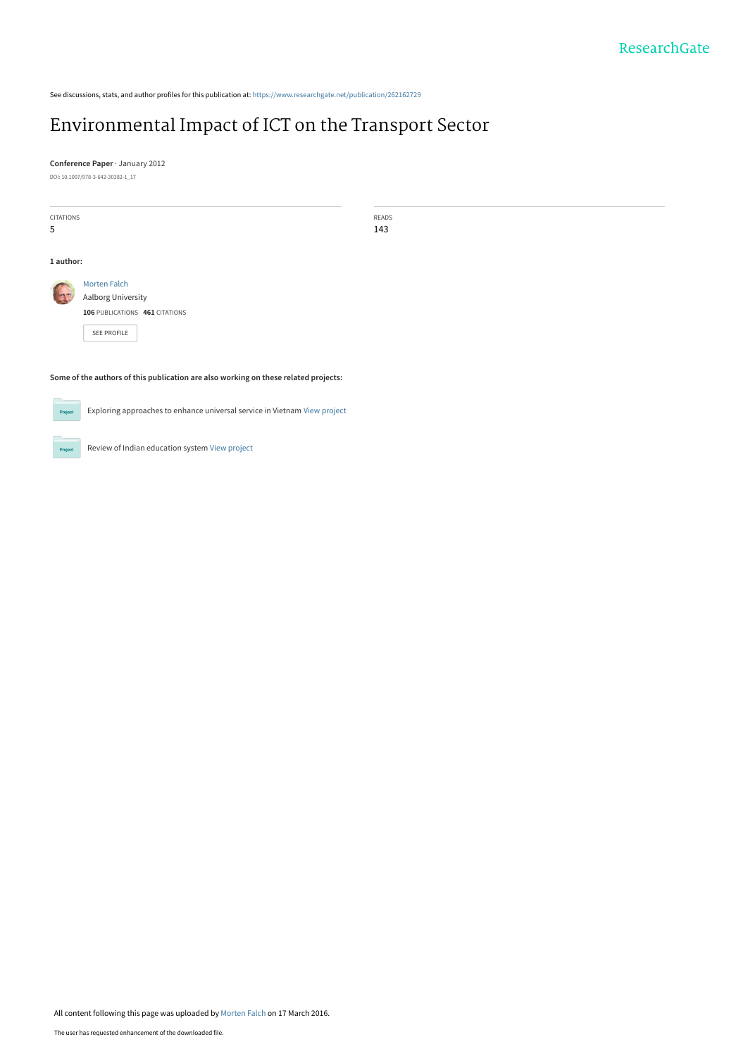See discussions, stats, and author profiles for this publication at: https://www.researchgate.net/publication/262162729

# Environmental Impact of ICT on the Transport Sector

**Conference Paper** · January 2012

DOI: 10.1007/978-3-642-30382-1_17

CITATIONS
5

READS
143

**1 author:**

Morten Falch
Aalborg University
**106** PUBLICATIONS **461** CITATIONS

SEE PROFILE

**Some of the authors of this publication are also working on these related projects:**

Exploring approaches to enhance universal service in Vietnam View project

Review of Indian education system View project

All content following this page was uploaded by Morten Falch on 17 March 2016.

The user has requested enhancement of the downloaded file.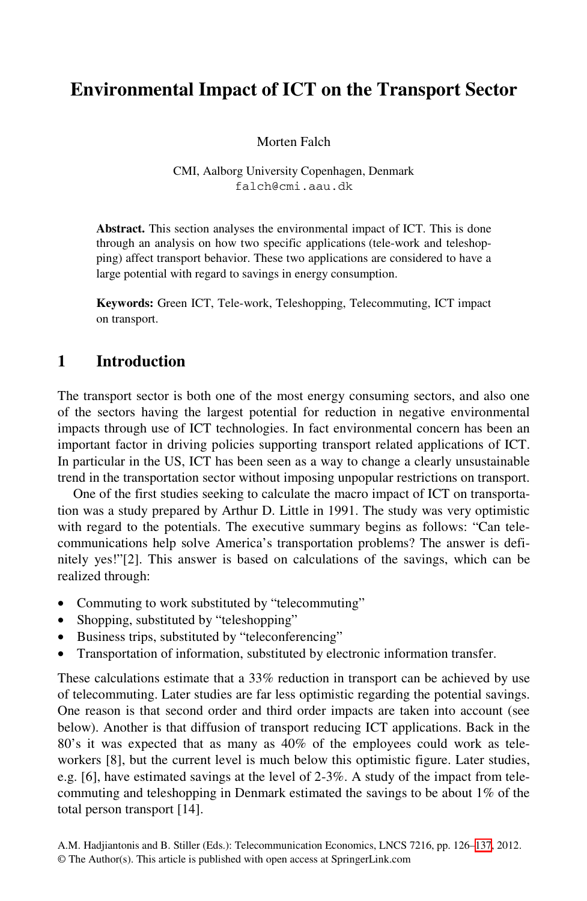# Environmental Impact of ICT on the Transport Sector

Morten Falch

CMI, Aalborg University Copenhagen, Denmark
falch@cmi.aau.dk

**Abstract.** This section analyses the environmental impact of ICT. This is done through an analysis on how two specific applications (tele-work and teleshopping) affect transport behavior. These two applications are considered to have a large potential with regard to savings in energy consumption.

**Keywords:** Green ICT, Tele-work, Teleshopping, Telecommuting, ICT impact on transport.

## 1 Introduction

The transport sector is both one of the most energy consuming sectors, and also one of the sectors having the largest potential for reduction in negative environmental impacts through use of ICT technologies. In fact environmental concern has been an important factor in driving policies supporting transport related applications of ICT. In particular in the US, ICT has been seen as a way to change a clearly unsustainable trend in the transportation sector without imposing unpopular restrictions on transport.

One of the first studies seeking to calculate the macro impact of ICT on transportation was a study prepared by Arthur D. Little in 1991. The study was very optimistic with regard to the potentials. The executive summary begins as follows: "Can telecommunications help solve America's transportation problems? The answer is definitely yes!"[2]. This answer is based on calculations of the savings, which can be realized through:

- Commuting to work substituted by "telecommuting"
- Shopping, substituted by "teleshopping"
- Business trips, substituted by "teleconferencing"
- Transportation of information, substituted by electronic information transfer.

These calculations estimate that a 33% reduction in transport can be achieved by use of telecommuting. Later studies are far less optimistic regarding the potential savings. One reason is that second order and third order impacts are taken into account (see below). Another is that diffusion of transport reducing ICT applications. Back in the 80's it was expected that as many as 40% of the employees could work as teleworkers [8], but the current level is much below this optimistic figure. Later studies, e.g. [6], have estimated savings at the level of 2-3%. A study of the impact from telecommuting and teleshopping in Denmark estimated the savings to be about 1% of the total person transport [14].

A.M. Hadjiantonis and B. Stiller (Eds.): Telecommunication Economics, LNCS 7216, pp. 126–137, 2012.
© The Author(s). This article is published with open access at SpringerLink.com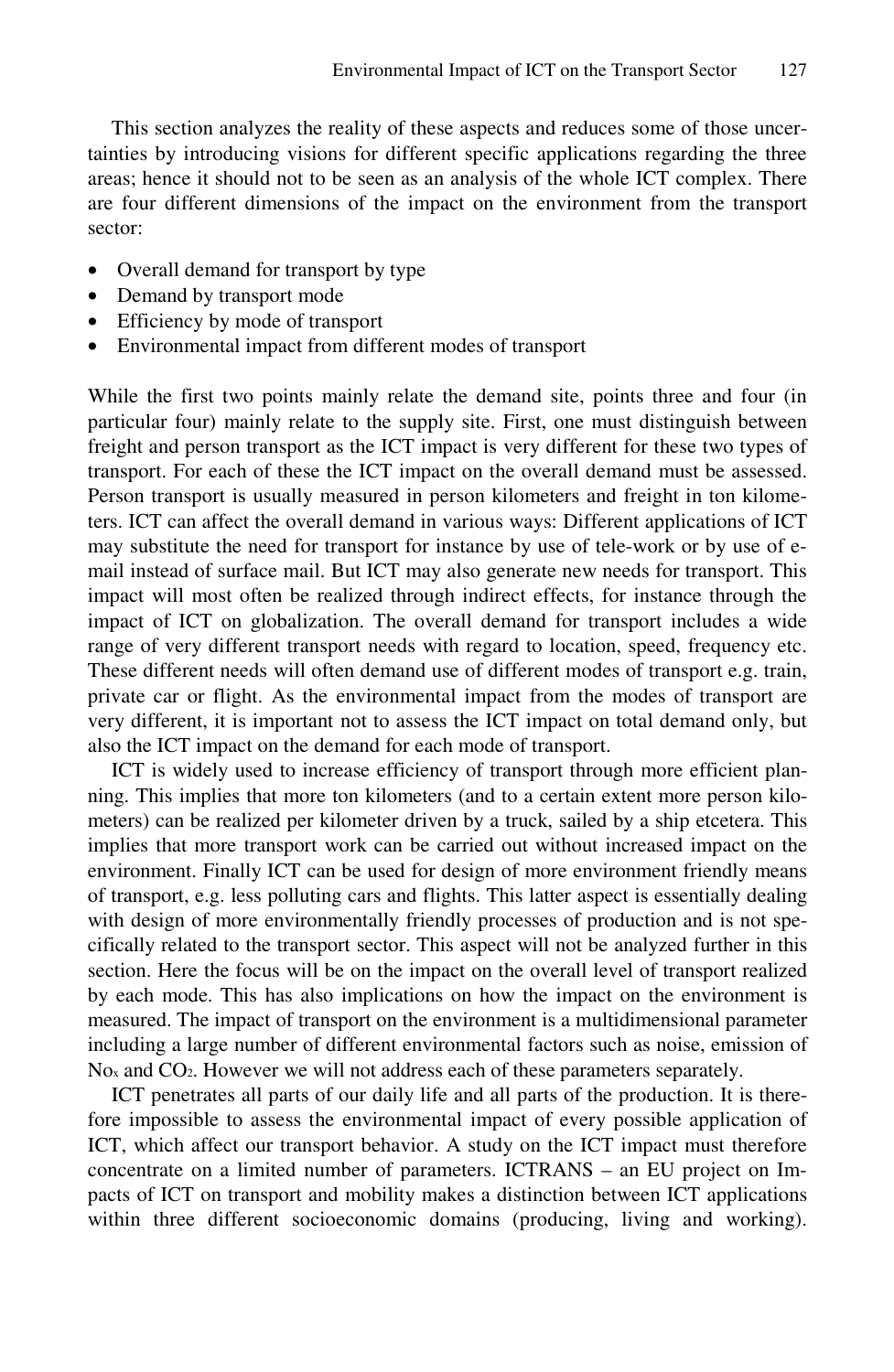This section analyzes the reality of these aspects and reduces some of those uncertainties by introducing visions for different specific applications regarding the three areas; hence it should not to be seen as an analysis of the whole ICT complex. There are four different dimensions of the impact on the environment from the transport sector:

- Overall demand for transport by type
- Demand by transport mode
- Efficiency by mode of transport
- Environmental impact from different modes of transport

While the first two points mainly relate the demand site, points three and four (in particular four) mainly relate to the supply site. First, one must distinguish between freight and person transport as the ICT impact is very different for these two types of transport. For each of these the ICT impact on the overall demand must be assessed. Person transport is usually measured in person kilometers and freight in ton kilometers. ICT can affect the overall demand in various ways: Different applications of ICT may substitute the need for transport for instance by use of tele-work or by use of e-mail instead of surface mail. But ICT may also generate new needs for transport. This impact will most often be realized through indirect effects, for instance through the impact of ICT on globalization. The overall demand for transport includes a wide range of very different transport needs with regard to location, speed, frequency etc. These different needs will often demand use of different modes of transport e.g. train, private car or flight. As the environmental impact from the modes of transport are very different, it is important not to assess the ICT impact on total demand only, but also the ICT impact on the demand for each mode of transport.

ICT is widely used to increase efficiency of transport through more efficient planning. This implies that more ton kilometers (and to a certain extent more person kilometers) can be realized per kilometer driven by a truck, sailed by a ship etcetera. This implies that more transport work can be carried out without increased impact on the environment. Finally ICT can be used for design of more environment friendly means of transport, e.g. less polluting cars and flights. This latter aspect is essentially dealing with design of more environmentally friendly processes of production and is not specifically related to the transport sector. This aspect will not be analyzed further in this section. Here the focus will be on the impact on the overall level of transport realized by each mode. This has also implications on how the impact on the environment is measured. The impact of transport on the environment is a multidimensional parameter including a large number of different environmental factors such as noise, emission of $No_x$ and $CO_2$. However we will not address each of these parameters separately.

ICT penetrates all parts of our daily life and all parts of the production. It is therefore impossible to assess the environmental impact of every possible application of ICT, which affect our transport behavior. A study on the ICT impact must therefore concentrate on a limited number of parameters. ICTRANS – an EU project on Impacts of ICT on transport and mobility makes a distinction between ICT applications within three different socioeconomic domains (producing, living and working).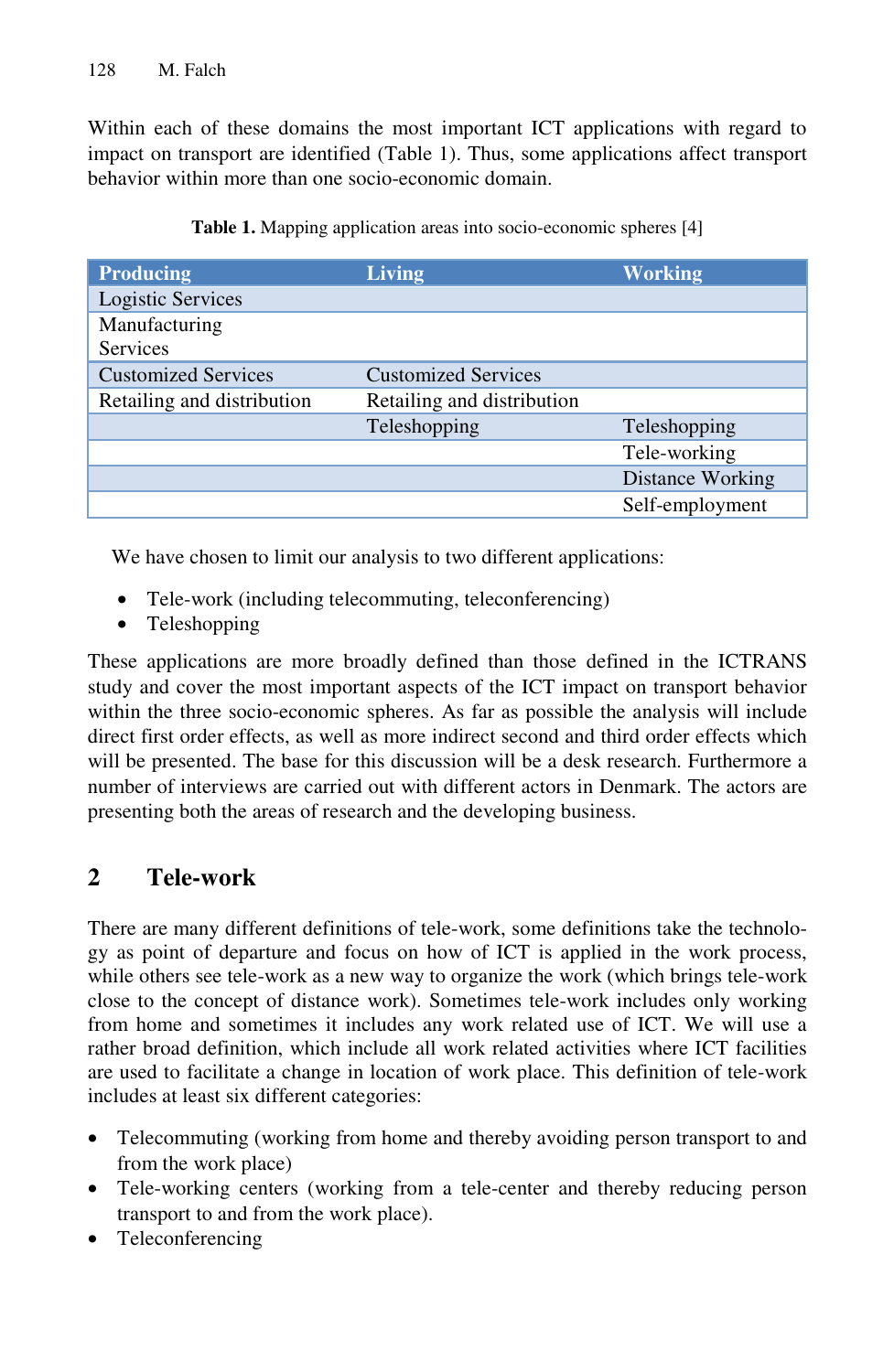Within each of these domains the most important ICT applications with regard to impact on transport are identified (Table 1). Thus, some applications affect transport behavior within more than one socio-economic domain.

**Table 1.** Mapping application areas into socio-economic spheres [4]

| Producing | Living | Working |
|---|---|---|
| Logistic Services | | |
| Manufacturing Services | | |
| Customized Services | Customized Services | |
| Retailing and distribution | Retailing and distribution | |
| | Teleshopping | Teleshopping |
| | | Tele-working |
| | | Distance Working |
| | | Self-employment |

We have chosen to limit our analysis to two different applications:

- Tele-work (including telecommuting, teleconferencing)
- Teleshopping

These applications are more broadly defined than those defined in the ICTRANS study and cover the most important aspects of the ICT impact on transport behavior within the three socio-economic spheres. As far as possible the analysis will include direct first order effects, as well as more indirect second and third order effects which will be presented. The base for this discussion will be a desk research. Furthermore a number of interviews are carried out with different actors in Denmark. The actors are presenting both the areas of research and the developing business.

## 2 Tele-work

There are many different definitions of tele-work, some definitions take the technology as point of departure and focus on how of ICT is applied in the work process, while others see tele-work as a new way to organize the work (which brings tele-work close to the concept of distance work). Sometimes tele-work includes only working from home and sometimes it includes any work related use of ICT. We will use a rather broad definition, which include all work related activities where ICT facilities are used to facilitate a change in location of work place. This definition of tele-work includes at least six different categories:

- Telecommuting (working from home and thereby avoiding person transport to and from the work place)
- Tele-working centers (working from a tele-center and thereby reducing person transport to and from the work place).
- Teleconferencing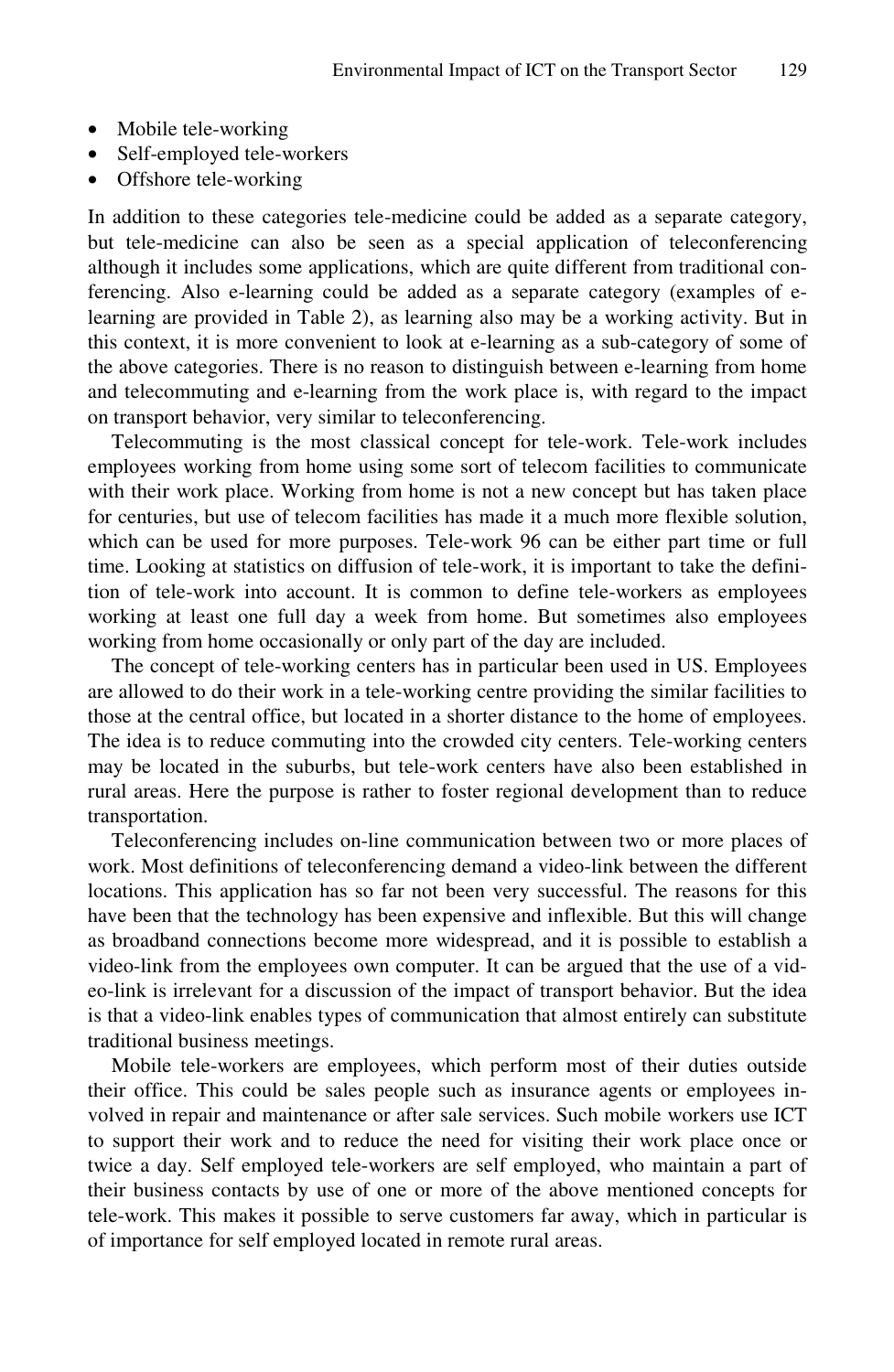- Mobile tele-working
- Self-employed tele-workers
- Offshore tele-working

In addition to these categories tele-medicine could be added as a separate category, but tele-medicine can also be seen as a special application of teleconferencing although it includes some applications, which are quite different from traditional conferencing. Also e-learning could be added as a separate category (examples of e-learning are provided in Table 2), as learning also may be a working activity. But in this context, it is more convenient to look at e-learning as a sub-category of some of the above categories. There is no reason to distinguish between e-learning from home and telecommuting and e-learning from the work place is, with regard to the impact on transport behavior, very similar to teleconferencing.

Telecommuting is the most classical concept for tele-work. Tele-work includes employees working from home using some sort of telecom facilities to communicate with their work place. Working from home is not a new concept but has taken place for centuries, but use of telecom facilities has made it a much more flexible solution, which can be used for more purposes. Tele-work 96 can be either part time or full time. Looking at statistics on diffusion of tele-work, it is important to take the definition of tele-work into account. It is common to define tele-workers as employees working at least one full day a week from home. But sometimes also employees working from home occasionally or only part of the day are included.

The concept of tele-working centers has in particular been used in US. Employees are allowed to do their work in a tele-working centre providing the similar facilities to those at the central office, but located in a shorter distance to the home of employees. The idea is to reduce commuting into the crowded city centers. Tele-working centers may be located in the suburbs, but tele-work centers have also been established in rural areas. Here the purpose is rather to foster regional development than to reduce transportation.

Teleconferencing includes on-line communication between two or more places of work. Most definitions of teleconferencing demand a video-link between the different locations. This application has so far not been very successful. The reasons for this have been that the technology has been expensive and inflexible. But this will change as broadband connections become more widespread, and it is possible to establish a video-link from the employees own computer. It can be argued that the use of a video-link is irrelevant for a discussion of the impact of transport behavior. But the idea is that a video-link enables types of communication that almost entirely can substitute traditional business meetings.

Mobile tele-workers are employees, which perform most of their duties outside their office. This could be sales people such as insurance agents or employees involved in repair and maintenance or after sale services. Such mobile workers use ICT to support their work and to reduce the need for visiting their work place once or twice a day. Self employed tele-workers are self employed, who maintain a part of their business contacts by use of one or more of the above mentioned concepts for tele-work. This makes it possible to serve customers far away, which in particular is of importance for self employed located in remote rural areas.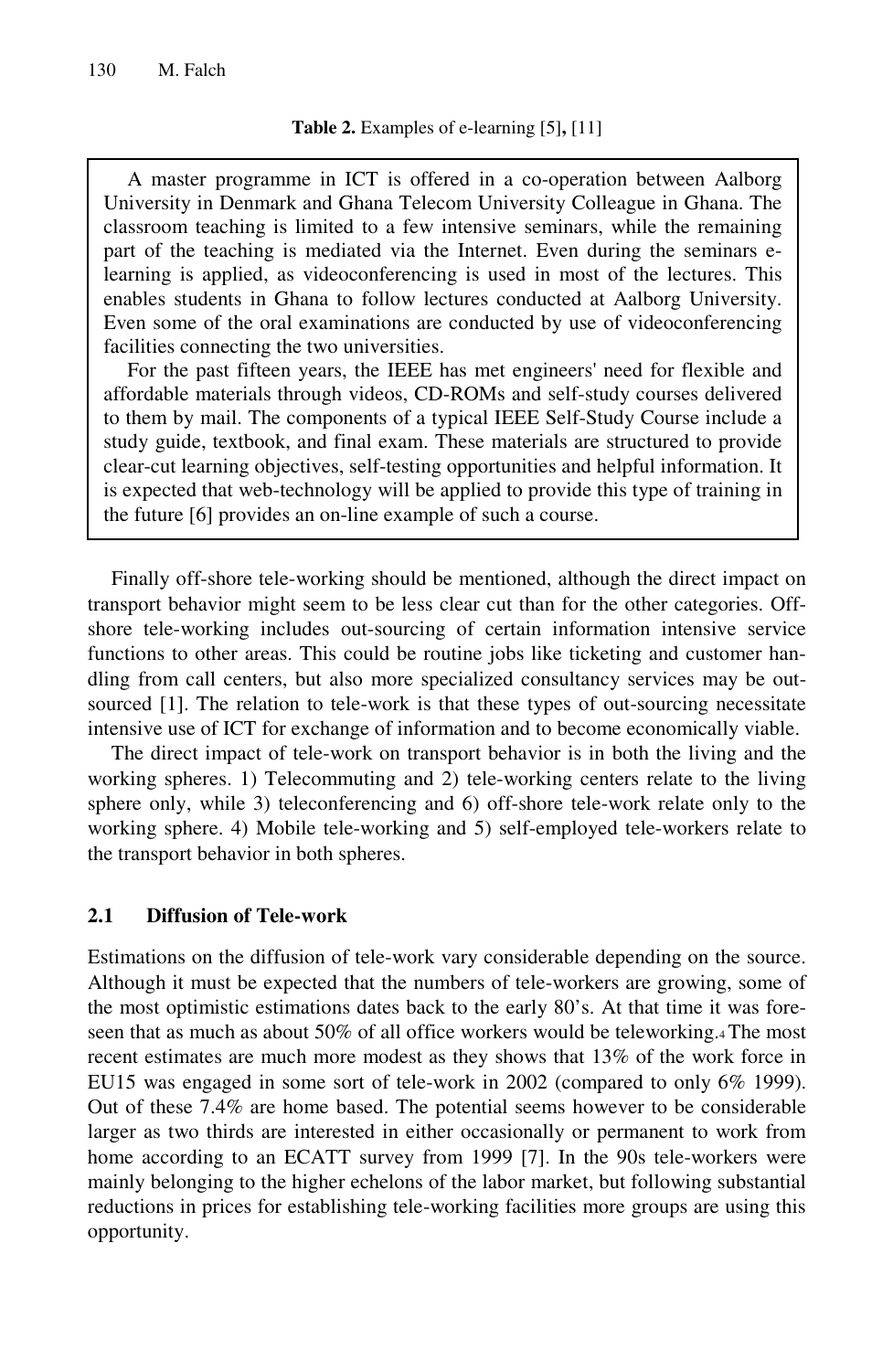**Table 2.** Examples of e-learning [5], [11]

A master programme in ICT is offered in a co-operation between Aalborg University in Denmark and Ghana Telecom University Colleague in Ghana. The classroom teaching is limited to a few intensive seminars, while the remaining part of the teaching is mediated via the Internet. Even during the seminars e-learning is applied, as videoconferencing is used in most of the lectures. This enables students in Ghana to follow lectures conducted at Aalborg University. Even some of the oral examinations are conducted by use of videoconferencing facilities connecting the two universities.

For the past fifteen years, the IEEE has met engineers' need for flexible and affordable materials through videos, CD-ROMs and self-study courses delivered to them by mail. The components of a typical IEEE Self-Study Course include a study guide, textbook, and final exam. These materials are structured to provide clear-cut learning objectives, self-testing opportunities and helpful information. It is expected that web-technology will be applied to provide this type of training in the future [6] provides an on-line example of such a course.

Finally off-shore tele-working should be mentioned, although the direct impact on transport behavior might seem to be less clear cut than for the other categories. Off-shore tele-working includes out-sourcing of certain information intensive service functions to other areas. This could be routine jobs like ticketing and customer handling from call centers, but also more specialized consultancy services may be outsourced [1]. The relation to tele-work is that these types of out-sourcing necessitate intensive use of ICT for exchange of information and to become economically viable.

The direct impact of tele-work on transport behavior is in both the living and the working spheres. 1) Telecommuting and 2) tele-working centers relate to the living sphere only, while 3) teleconferencing and 6) off-shore tele-work relate only to the working sphere. 4) Mobile tele-working and 5) self-employed tele-workers relate to the transport behavior in both spheres.

### 2.1 Diffusion of Tele-work

Estimations on the diffusion of tele-work vary considerable depending on the source. Although it must be expected that the numbers of tele-workers are growing, some of the most optimistic estimations dates back to the early 80's. At that time it was foreseen that as much as about 50% of all office workers would be teleworking.[4] The most recent estimates are much more modest as they shows that 13% of the work force in EU15 was engaged in some sort of tele-work in 2002 (compared to only 6% 1999). Out of these 7.4% are home based. The potential seems however to be considerable larger as two thirds are interested in either occasionally or permanent to work from home according to an ECATT survey from 1999 [7]. In the 90s tele-workers were mainly belonging to the higher echelons of the labor market, but following substantial reductions in prices for establishing tele-working facilities more groups are using this opportunity.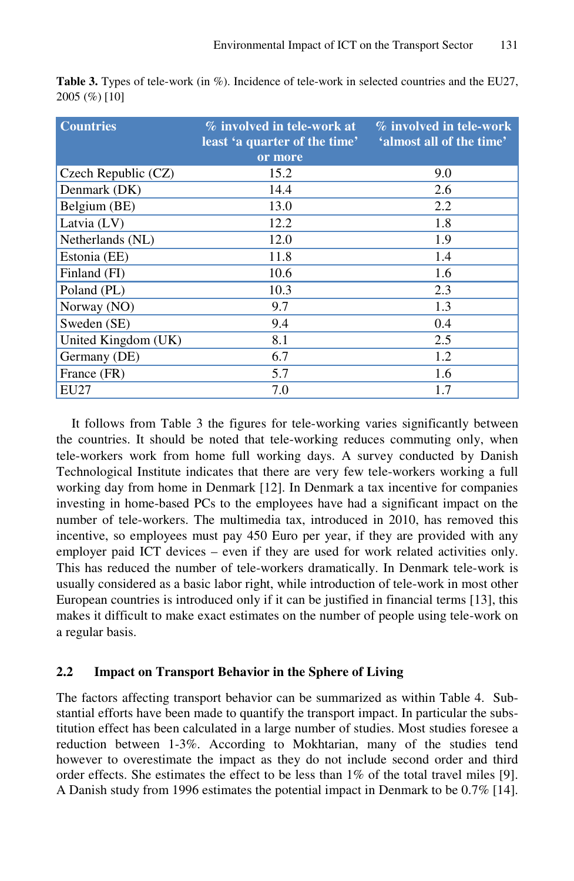**Table 3.** Types of tele-work (in %). Incidence of tele-work in selected countries and the EU27, 2005 (%) [10]

| Countries | % involved in tele-work at least 'a quarter of the time' or more | % involved in tele-work 'almost all of the time' |
|---|---|---|
| Czech Republic (CZ) | 15.2 | 9.0 |
| Denmark (DK) | 14.4 | 2.6 |
| Belgium (BE) | 13.0 | 2.2 |
| Latvia (LV) | 12.2 | 1.8 |
| Netherlands (NL) | 12.0 | 1.9 |
| Estonia (EE) | 11.8 | 1.4 |
| Finland (FI) | 10.6 | 1.6 |
| Poland (PL) | 10.3 | 2.3 |
| Norway (NO) | 9.7 | 1.3 |
| Sweden (SE) | 9.4 | 0.4 |
| United Kingdom (UK) | 8.1 | 2.5 |
| Germany (DE) | 6.7 | 1.2 |
| France (FR) | 5.7 | 1.6 |
| EU27 | 7.0 | 1.7 |

It follows from Table 3 the figures for tele-working varies significantly between the countries. It should be noted that tele-working reduces commuting only, when tele-workers work from home full working days. A survey conducted by Danish Technological Institute indicates that there are very few tele-workers working a full working day from home in Denmark [12]. In Denmark a tax incentive for companies investing in home-based PCs to the employees have had a significant impact on the number of tele-workers. The multimedia tax, introduced in 2010, has removed this incentive, so employees must pay 450 Euro per year, if they are provided with any employer paid ICT devices – even if they are used for work related activities only. This has reduced the number of tele-workers dramatically. In Denmark tele-work is usually considered as a basic labor right, while introduction of tele-work in most other European countries is introduced only if it can be justified in financial terms [13], this makes it difficult to make exact estimates on the number of people using tele-work on a regular basis.

## 2.2 Impact on Transport Behavior in the Sphere of Living

The factors affecting transport behavior can be summarized as within Table 4. Substantial efforts have been made to quantify the transport impact. In particular the substitution effect has been calculated in a large number of studies. Most studies foresee a reduction between 1-3%. According to Mokhtarian, many of the studies tend however to overestimate the impact as they do not include second order and third order effects. She estimates the effect to be less than 1% of the total travel miles [9]. A Danish study from 1996 estimates the potential impact in Denmark to be 0.7% [14].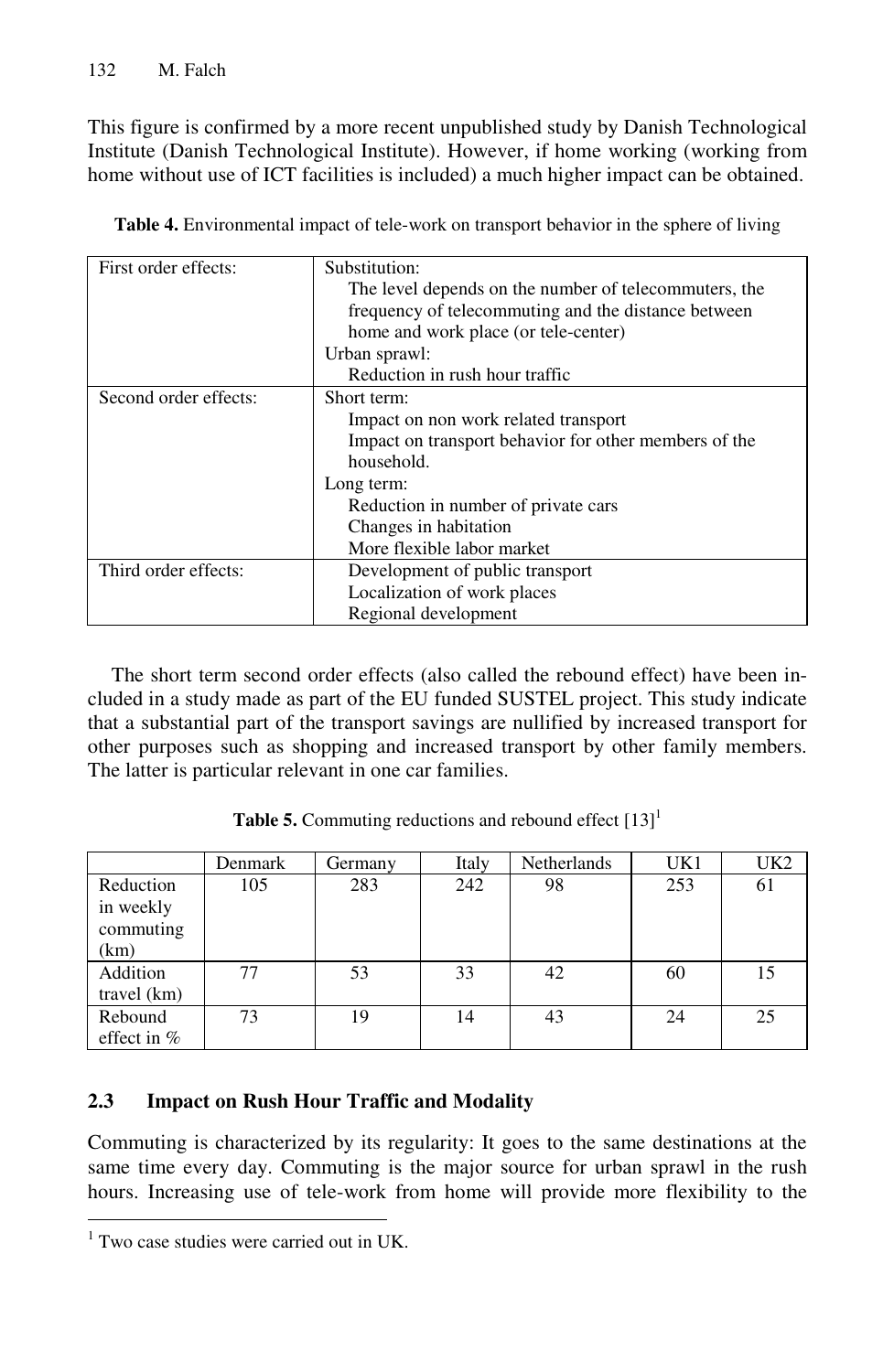This figure is confirmed by a more recent unpublished study by Danish Technological Institute (Danish Technological Institute). However, if home working (working from home without use of ICT facilities is included) a much higher impact can be obtained.

**Table 4.** Environmental impact of tele-work on transport behavior in the sphere of living

| | |
|---|---|
| First order effects: | Substitution:<br>The level depends on the number of telecommuters, the frequency of telecommuting and the distance between home and work place (or tele-center)<br>Urban sprawl:<br>Reduction in rush hour traffic |
| Second order effects: | Short term:<br>Impact on non work related transport<br>Impact on transport behavior for other members of the household.<br>Long term:<br>Reduction in number of private cars<br>Changes in habitation<br>More flexible labor market |
| Third order effects: | Development of public transport<br>Localization of work places<br>Regional development |

The short term second order effects (also called the rebound effect) have been included in a study made as part of the EU funded SUSTEL project. This study indicate that a substantial part of the transport savings are nullified by increased transport for other purposes such as shopping and increased transport by other family members. The latter is particular relevant in one car families.

**Table 5.** Commuting reductions and rebound effect [13][1]

| | Denmark | Germany | Italy | Netherlands | UK1 | UK2 |
|---|---|---|---|---|---|---|
| Reduction in weekly commuting (km) | 105 | 283 | 242 | 98 | 253 | 61 |
| Addition travel (km) | 77 | 53 | 33 | 42 | 60 | 15 |
| Rebound effect in % | 73 | 19 | 14 | 43 | 24 | 25 |

### 2.3 Impact on Rush Hour Traffic and Modality

Commuting is characterized by its regularity: It goes to the same destinations at the same time every day. Commuting is the major source for urban sprawl in the rush hours. Increasing use of tele-work from home will provide more flexibility to the

[1] Two case studies were carried out in UK.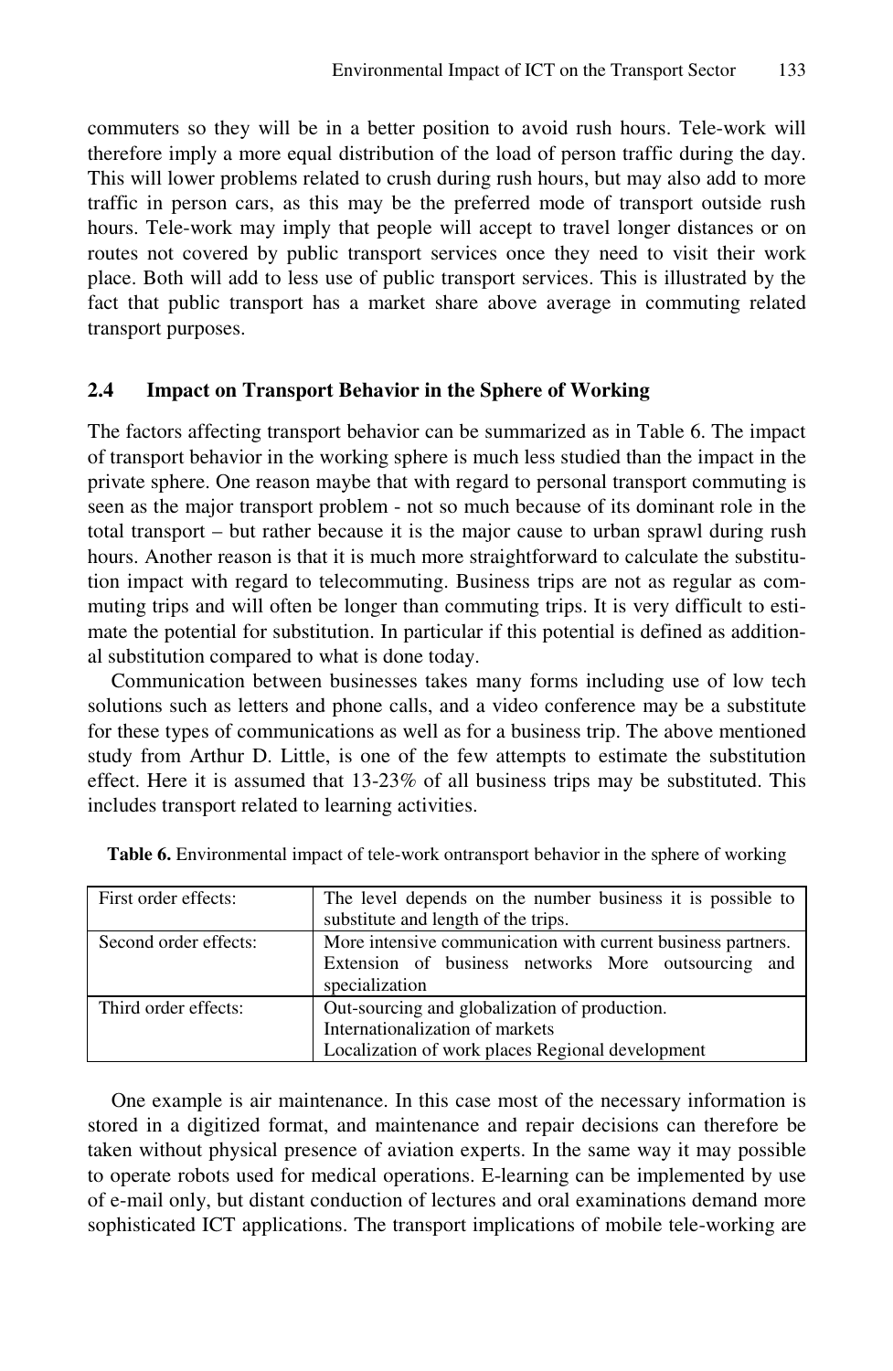commuters so they will be in a better position to avoid rush hours. Tele-work will therefore imply a more equal distribution of the load of person traffic during the day. This will lower problems related to crush during rush hours, but may also add to more traffic in person cars, as this may be the preferred mode of transport outside rush hours. Tele-work may imply that people will accept to travel longer distances or on routes not covered by public transport services once they need to visit their work place. Both will add to less use of public transport services. This is illustrated by the fact that public transport has a market share above average in commuting related transport purposes.

### 2.4 Impact on Transport Behavior in the Sphere of Working

The factors affecting transport behavior can be summarized as in Table 6. The impact of transport behavior in the working sphere is much less studied than the impact in the private sphere. One reason maybe that with regard to personal transport commuting is seen as the major transport problem - not so much because of its dominant role in the total transport – but rather because it is the major cause to urban sprawl during rush hours. Another reason is that it is much more straightforward to calculate the substitution impact with regard to telecommuting. Business trips are not as regular as commuting trips and will often be longer than commuting trips. It is very difficult to estimate the potential for substitution. In particular if this potential is defined as additional substitution compared to what is done today.

Communication between businesses takes many forms including use of low tech solutions such as letters and phone calls, and a video conference may be a substitute for these types of communications as well as for a business trip. The above mentioned study from Arthur D. Little, is one of the few attempts to estimate the substitution effect. Here it is assumed that 13-23% of all business trips may be substituted. This includes transport related to learning activities.

**Table 6.** Environmental impact of tele-work ontransport behavior in the sphere of working

| | |
|---|---|
| First order effects: | The level depends on the number business it is possible to substitute and length of the trips. |
| Second order effects: | More intensive communication with current business partners. Extension of business networks More outsourcing and specialization |
| Third order effects: | Out-sourcing and globalization of production. Internationalization of markets Localization of work places Regional development |

One example is air maintenance. In this case most of the necessary information is stored in a digitized format, and maintenance and repair decisions can therefore be taken without physical presence of aviation experts. In the same way it may possible to operate robots used for medical operations. E-learning can be implemented by use of e-mail only, but distant conduction of lectures and oral examinations demand more sophisticated ICT applications. The transport implications of mobile tele-working are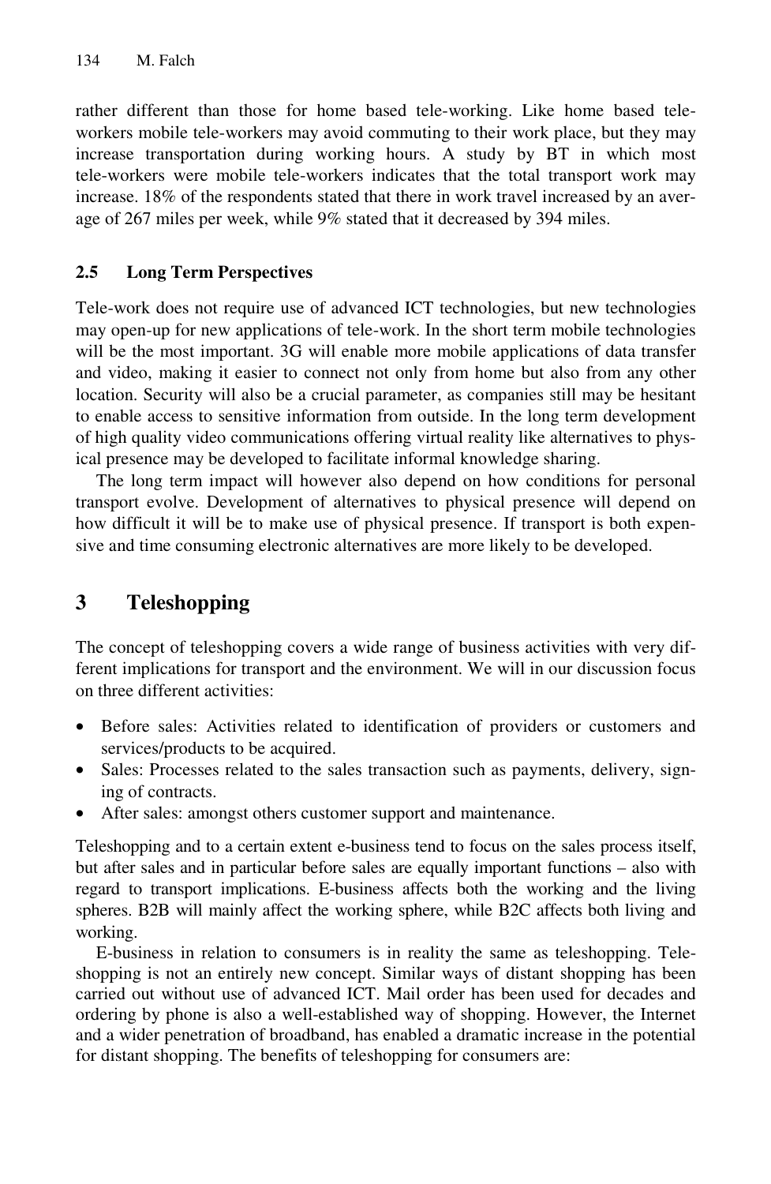rather different than those for home based tele-working. Like home based tele-workers mobile tele-workers may avoid commuting to their work place, but they may increase transportation during working hours. A study by BT in which most tele-workers were mobile tele-workers indicates that the total transport work may increase. 18% of the respondents stated that there in work travel increased by an average of 267 miles per week, while 9% stated that it decreased by 394 miles.

### 2.5 Long Term Perspectives

Tele-work does not require use of advanced ICT technologies, but new technologies may open-up for new applications of tele-work. In the short term mobile technologies will be the most important. 3G will enable more mobile applications of data transfer and video, making it easier to connect not only from home but also from any other location. Security will also be a crucial parameter, as companies still may be hesitant to enable access to sensitive information from outside. In the long term development of high quality video communications offering virtual reality like alternatives to physical presence may be developed to facilitate informal knowledge sharing.

The long term impact will however also depend on how conditions for personal transport evolve. Development of alternatives to physical presence will depend on how difficult it will be to make use of physical presence. If transport is both expensive and time consuming electronic alternatives are more likely to be developed.

## 3 Teleshopping

The concept of teleshopping covers a wide range of business activities with very different implications for transport and the environment. We will in our discussion focus on three different activities:

- Before sales: Activities related to identification of providers or customers and services/products to be acquired.
- Sales: Processes related to the sales transaction such as payments, delivery, signing of contracts.
- After sales: amongst others customer support and maintenance.

Teleshopping and to a certain extent e-business tend to focus on the sales process itself, but after sales and in particular before sales are equally important functions – also with regard to transport implications. E-business affects both the working and the living spheres. B2B will mainly affect the working sphere, while B2C affects both living and working.

E-business in relation to consumers is in reality the same as teleshopping. Teleshopping is not an entirely new concept. Similar ways of distant shopping has been carried out without use of advanced ICT. Mail order has been used for decades and ordering by phone is also a well-established way of shopping. However, the Internet and a wider penetration of broadband, has enabled a dramatic increase in the potential for distant shopping. The benefits of teleshopping for consumers are: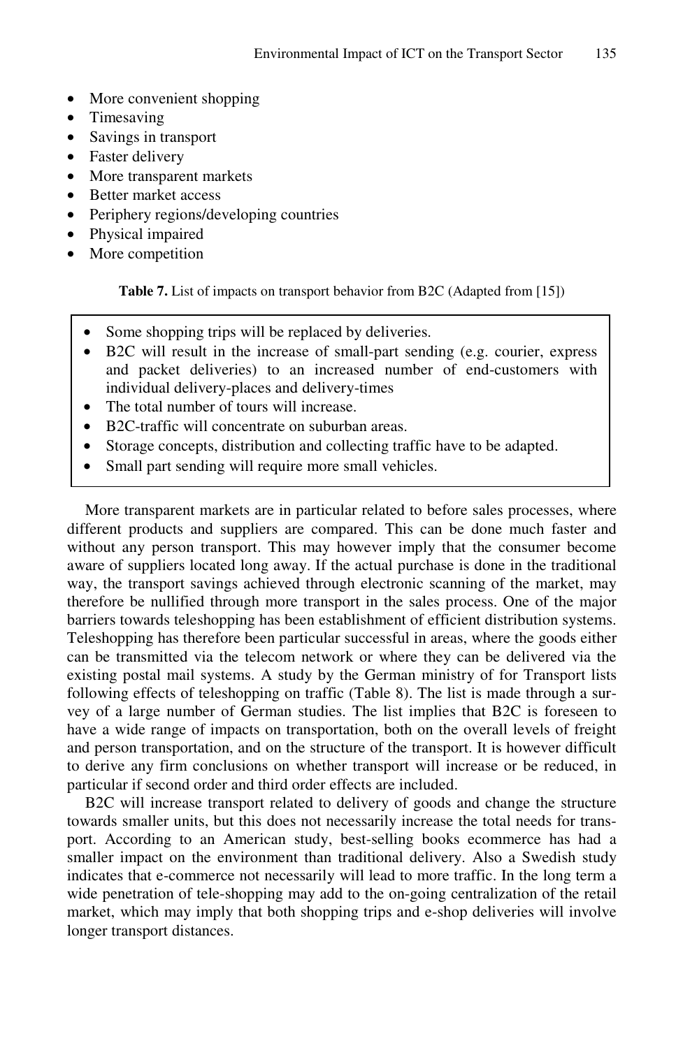- More convenient shopping
- Timesaving
- Savings in transport
- Faster delivery
- More transparent markets
- Better market access
- Periphery regions/developing countries
- Physical impaired
- More competition

**Table 7.** List of impacts on transport behavior from B2C (Adapted from [15])

- Some shopping trips will be replaced by deliveries.
- B2C will result in the increase of small-part sending (e.g. courier, express and packet deliveries) to an increased number of end-customers with individual delivery-places and delivery-times
- The total number of tours will increase.
- B2C-traffic will concentrate on suburban areas.
- Storage concepts, distribution and collecting traffic have to be adapted.
- Small part sending will require more small vehicles.

More transparent markets are in particular related to before sales processes, where different products and suppliers are compared. This can be done much faster and without any person transport. This may however imply that the consumer become aware of suppliers located long away. If the actual purchase is done in the traditional way, the transport savings achieved through electronic scanning of the market, may therefore be nullified through more transport in the sales process. One of the major barriers towards teleshopping has been establishment of efficient distribution systems. Teleshopping has therefore been particular successful in areas, where the goods either can be transmitted via the telecom network or where they can be delivered via the existing postal mail systems. A study by the German ministry of for Transport lists following effects of teleshopping on traffic (Table 8). The list is made through a survey of a large number of German studies. The list implies that B2C is foreseen to have a wide range of impacts on transportation, both on the overall levels of freight and person transportation, and on the structure of the transport. It is however difficult to derive any firm conclusions on whether transport will increase or be reduced, in particular if second order and third order effects are included.

B2C will increase transport related to delivery of goods and change the structure towards smaller units, but this does not necessarily increase the total needs for transport. According to an American study, best-selling books ecommerce has had a smaller impact on the environment than traditional delivery. Also a Swedish study indicates that e-commerce not necessarily will lead to more traffic. In the long term a wide penetration of tele-shopping may add to the on-going centralization of the retail market, which may imply that both shopping trips and e-shop deliveries will involve longer transport distances.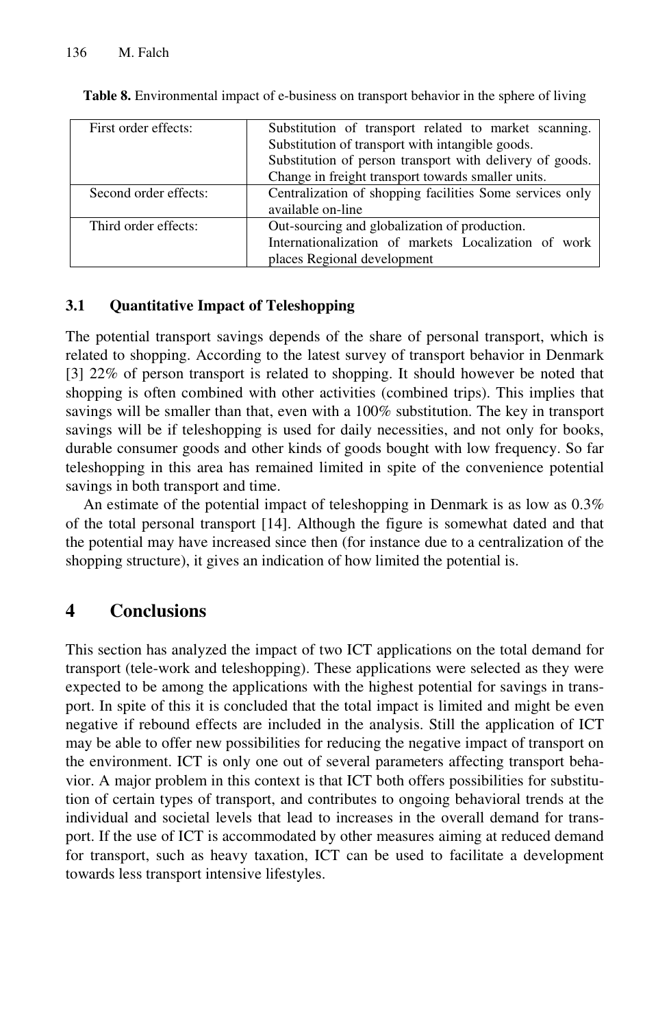**Table 8.** Environmental impact of e-business on transport behavior in the sphere of living

| | |
|---|---|
| First order effects: | Substitution of transport related to market scanning. Substitution of transport with intangible goods. Substitution of person transport with delivery of goods. Change in freight transport towards smaller units. |
| Second order effects: | Centralization of shopping facilities Some services only available on-line |
| Third order effects: | Out-sourcing and globalization of production. Internationalization of markets Localization of work places Regional development |

### 3.1 Quantitative Impact of Teleshopping

The potential transport savings depends of the share of personal transport, which is related to shopping. According to the latest survey of transport behavior in Denmark [3] 22% of person transport is related to shopping. It should however be noted that shopping is often combined with other activities (combined trips). This implies that savings will be smaller than that, even with a 100% substitution. The key in transport savings will be if teleshopping is used for daily necessities, and not only for books, durable consumer goods and other kinds of goods bought with low frequency. So far teleshopping in this area has remained limited in spite of the convenience potential savings in both transport and time.

An estimate of the potential impact of teleshopping in Denmark is as low as 0.3% of the total personal transport [14]. Although the figure is somewhat dated and that the potential may have increased since then (for instance due to a centralization of the shopping structure), it gives an indication of how limited the potential is.

## 4 Conclusions

This section has analyzed the impact of two ICT applications on the total demand for transport (tele-work and teleshopping). These applications were selected as they were expected to be among the applications with the highest potential for savings in transport. In spite of this it is concluded that the total impact is limited and might be even negative if rebound effects are included in the analysis. Still the application of ICT may be able to offer new possibilities for reducing the negative impact of transport on the environment. ICT is only one out of several parameters affecting transport behavior. A major problem in this context is that ICT both offers possibilities for substitution of certain types of transport, and contributes to ongoing behavioral trends at the individual and societal levels that lead to increases in the overall demand for transport. If the use of ICT is accommodated by other measures aiming at reduced demand for transport, such as heavy taxation, ICT can be used to facilitate a development towards less transport intensive lifestyles.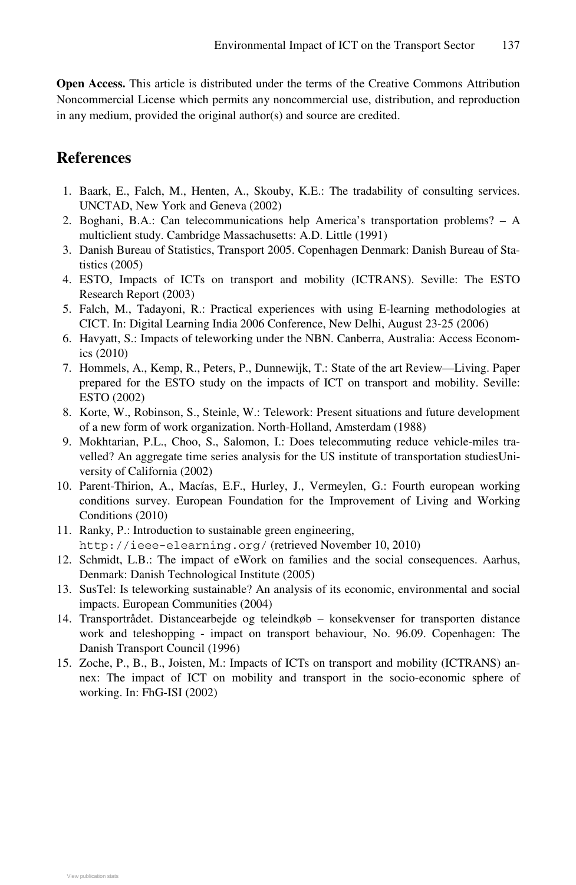**Open Access.** This article is distributed under the terms of the Creative Commons Attribution Noncommercial License which permits any noncommercial use, distribution, and reproduction in any medium, provided the original author(s) and source are credited.

## References

1. Baark, E., Falch, M., Henten, A., Skouby, K.E.: The tradability of consulting services. UNCTAD, New York and Geneva (2002)
2. Boghani, B.A.: Can telecommunications help America's transportation problems? – A multiclient study. Cambridge Massachusetts: A.D. Little (1991)
3. Danish Bureau of Statistics, Transport 2005. Copenhagen Denmark: Danish Bureau of Statistics (2005)
4. ESTO, Impacts of ICTs on transport and mobility (ICTRANS). Seville: The ESTO Research Report (2003)
5. Falch, M., Tadayoni, R.: Practical experiences with using E-learning methodologies at CICT. In: Digital Learning India 2006 Conference, New Delhi, August 23-25 (2006)
6. Havyatt, S.: Impacts of teleworking under the NBN. Canberra, Australia: Access Economics (2010)
7. Hommels, A., Kemp, R., Peters, P., Dunnewijk, T.: State of the art Review—Living. Paper prepared for the ESTO study on the impacts of ICT on transport and mobility. Seville: ESTO (2002)
8. Korte, W., Robinson, S., Steinle, W.: Telework: Present situations and future development of a new form of work organization. North-Holland, Amsterdam (1988)
9. Mokhtarian, P.L., Choo, S., Salomon, I.: Does telecommuting reduce vehicle-miles travelled? An aggregate time series analysis for the US institute of transportation studiesUniversity of California (2002)
10. Parent-Thirion, A., Macías, E.F., Hurley, J., Vermeylen, G.: Fourth european working conditions survey. European Foundation for the Improvement of Living and Working Conditions (2010)
11. Ranky, P.: Introduction to sustainable green engineering, `http://ieee-elearning.org/` (retrieved November 10, 2010)
12. Schmidt, L.B.: The impact of eWork on families and the social consequences. Aarhus, Denmark: Danish Technological Institute (2005)
13. SusTel: Is teleworking sustainable? An analysis of its economic, environmental and social impacts. European Communities (2004)
14. Transportrådet. Distancearbejde og teleindkøb – konsekvenser for transporten distance work and teleshopping - impact on transport behaviour, No. 96.09. Copenhagen: The Danish Transport Council (1996)
15. Zoche, P., B., B., Joisten, M.: Impacts of ICTs on transport and mobility (ICTRANS) annex: The impact of ICT on mobility and transport in the socio-economic sphere of working. In: FhG-ISI (2002)